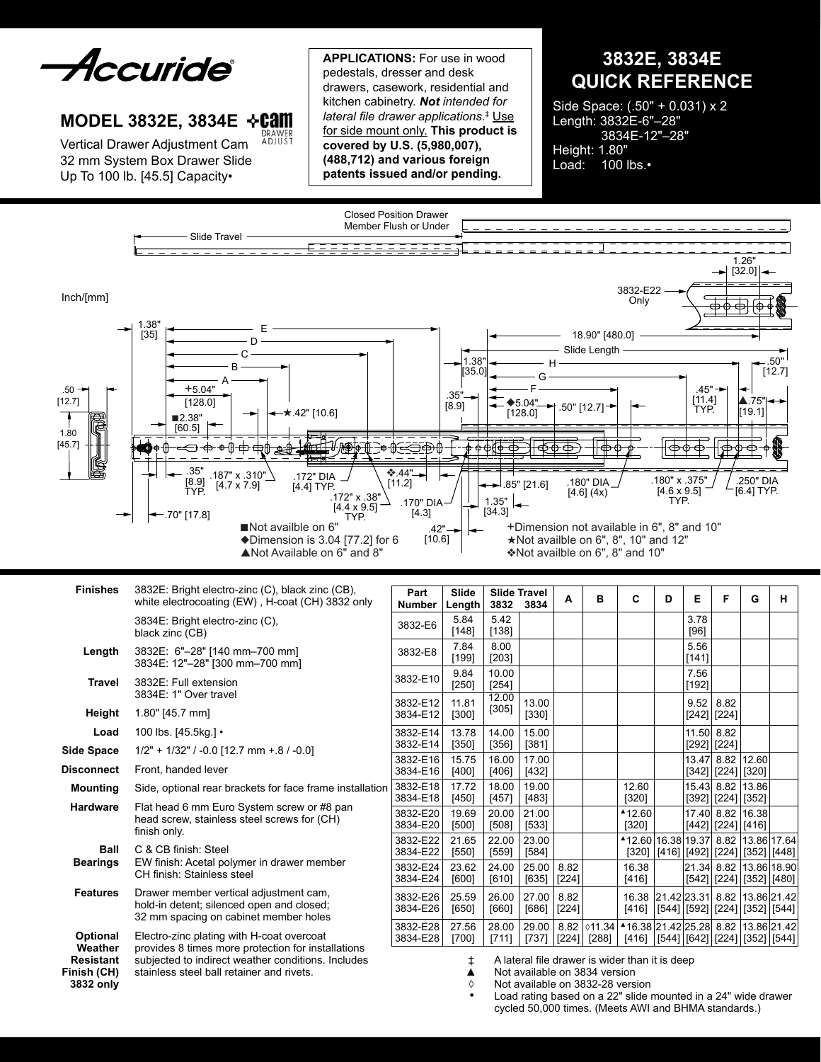# Accuride®

## MODEL 3832E, 3834E

Vertical Drawer Adjustment Cam
32 mm System Box Drawer Slide
Up To 100 lb. [45.5] Capacity•

**APPLICATIONS:** For use in wood pedestals, dresser and desk drawers, casework, residential and kitchen cabinetry. ***Not** intended for lateral file drawer applications.*‡ Use for side mount only. **This product is covered by U.S. (5,980,007), (488,712) and various foreign patents issued and/or pending.**

## 3832E, 3834E QUICK REFERENCE

Side Space: (.50" + 0.031) x 2
Length: 3832E-6"–28"
3834E-12"–28"
Height: 1.80"
Load: 100 lbs.•

Inch/[mm]

■Not availble on 6"
◆Dimension is 3.04 [77.2] for 6
▲Not Available on 6" and 8"
+Dimension not available in 6", 8" and 10"
★Not availble on 6", 8", 10" and 12"
❖Not availble on 6", 8" and 10"

| | |
|---|---|
| **Finishes** | 3832E: Bright electro-zinc (C), black zinc (CB), white electrocoating (EW) , H-coat (CH) 3832 only |
| | 3834E: Bright electro-zinc (C), black zinc (CB) |
| **Length** | 3832E: 6"–28" [140 mm–700 mm]<br>3834E: 12"–28" [300 mm–700 mm] |
| **Travel** | 3832E: Full extension<br>3834E: 1" Over travel |
| **Height** | 1.80" [45.7 mm] |
| **Load** | 100 lbs. [45.5kg.] • |
| **Side Space** | 1/2" + 1/32" / -0.0 [12.7 mm +.8 / -0.0] |
| **Disconnect** | Front, handed lever |
| **Mounting** | Side, optional rear brackets for face frame installation |
| **Hardware** | Flat head 6 mm Euro System screw or #8 pan head screw, stainless steel screws for (CH) finish only. |
| **Ball Bearings** | C & CB finish: Steel<br>EW finish: Acetal polymer in drawer member<br>CH finish: Stainless steel |
| **Features** | Drawer member vertical adjustment cam, hold-in detent; silenced open and closed; 32 mm spacing on cabinet member holes |
| **Optional Weather Resistant Finish (CH) 3832 only** | Electro-zinc plating with H-coat overcoat provides 8 times more protection for installations subjected to indirect weather conditions. Includes stainless steel ball retainer and rivets. |

| Part Number | Slide Length | Slide Travel 3832 | Slide Travel 3834 | A | B | C | D | E | F | G | H |
|---|---|---|---|---|---|---|---|---|---|---|---|
| 3832-E6 | 5.84 [148] | 5.42 [138] | | | | | | 3.78 [96] | | | |
| 3832-E8 | 7.84 [199] | 8.00 [203] | | | | | | 5.56 [141] | | | |
| 3832-E10 | 9.84 [250] | 10.00 [254] | | | | | | 7.56 [192] | | | |
| 3832-E12<br>3834-E12 | 11.81 [300] | 12.00 [305] | 13.00 [330] | | | | | 9.52 [242] | 8.82 [224] | | |
| 3832-E14<br>3832-E14 | 13.78 [350] | 14.00 [356] | 15.00 [381] | | | | | 11.50 [292] | 8.82 [224] | | |
| 3832-E16<br>3834-E16 | 15.75 [400] | 16.00 [406] | 17.00 [432] | | | | | 13.47 [342] | 8.82 [224] | 12.60 [320] | |
| 3832-E18<br>3834-E18 | 17.72 [450] | 18.00 [457] | 19.00 [483] | | | 12.60 [320] | | 15.43 [392] | 8.82 [224] | 13.86 [352] | |
| 3832-E20<br>3834-E20 | 19.69 [500] | 20.00 [508] | 21.00 [533] | | | ▲12.60 [320] | | 17.40 [442] | 8.82 [224] | 16.38 [416] | |
| 3832-E22<br>3834-E22 | 21.65 [550] | 22.00 [559] | 23.00 [584] | | | ▲12.60 [320] | 16.38 [416] | 19.37 [492] | 8.82 [224] | 13.86 [352] | 17.64 [448] |
| 3832-E24<br>3834-E24 | 23.62 [600] | 24.00 [610] | 25.00 [635] | 8.82 [224] | | 16.38 [416] | | 21.34 [542] | 8.82 [224] | 13.86 [352] | 18.90 [480] |
| 3832-E26<br>3834-E26 | 25.59 [650] | 26.00 [660] | 27.00 [686] | 8.82 [224] | | 16.38 [416] | 21.42 [544] | 23.31 [592] | 8.82 [224] | 13.86 [352] | 21.42 [544] |
| 3832-E28<br>3834-E28 | 27.56 [700] | 28.00 [711] | 29.00 [737] | 8.82 [224] | ◊11.34 [288] | ▲16.38 [416] | 21.42 [544] | 25.28 [642] | 8.82 [224] | 13.86 [352] | 21.42 [544] |

‡ A lateral file drawer is wider than it is deep
▲ Not available on 3834 version
◊ Not available on 3832-28 version
• Load rating based on a 22" slide mounted in a 24" wide drawer cycled 50,000 times. (Meets AWI and BHMA standards.)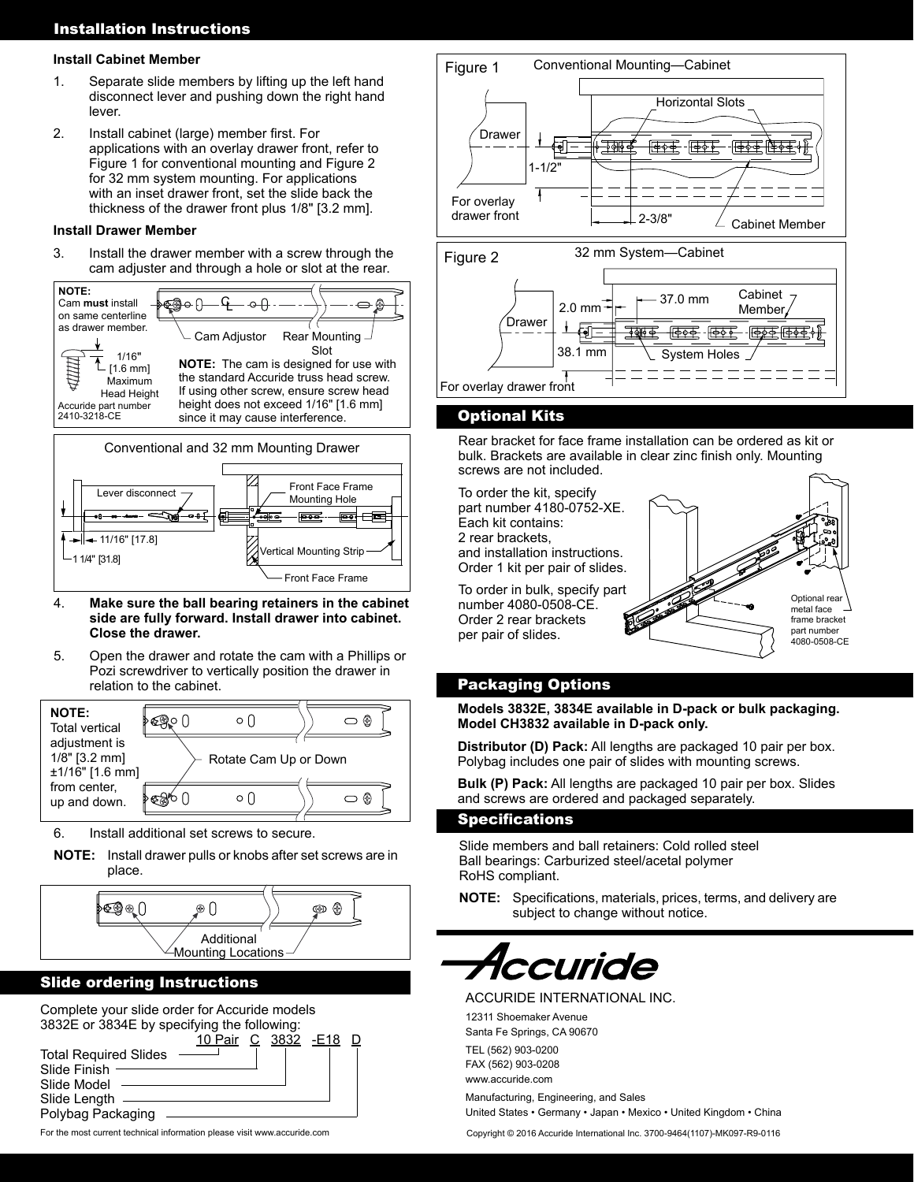## Installation Instructions

### Install Cabinet Member

1. Separate slide members by lifting up the left hand disconnect lever and pushing down the right hand lever.
2. Install cabinet (large) member first. For applications with an overlay drawer front, refer to Figure 1 for conventional mounting and Figure 2 for 32 mm system mounting. For applications with an inset drawer front, set the slide back the thickness of the drawer front plus 1/8" [3.2 mm].

### Install Drawer Member

3. Install the drawer member with a screw through the cam adjuster and through a hole or slot at the rear.

**NOTE:** Cam **must** install on same centerline as drawer member.

1/16" [1.6 mm] Maximum Head Height

Accuride part number 2410-3218-CE

Cam Adjustor

Rear Mounting Slot

**NOTE:** The cam is designed for use with the standard Accuride truss head screw. If using other screw, ensure screw head height does not exceed 1/16" [1.6 mm] since it may cause interference.

Conventional and 32 mm Mounting Drawer

Lever disconnect

Front Face Frame Mounting Hole

11/16" [17.8]

1 1/4" [31.8]

Vertical Mounting Strip

Front Face Frame

4. **Make sure the ball bearing retainers in the cabinet side are fully forward. Install drawer into cabinet. Close the drawer.**
5. Open the drawer and rotate the cam with a Phillips or Pozi screwdriver to vertically position the drawer in relation to the cabinet.

**NOTE:** Total vertical adjustment is 1/8" [3.2 mm] ±1/16" [1.6 mm] from center, up and down.

Rotate Cam Up or Down

6. Install additional set screws to secure.

**NOTE:** Install drawer pulls or knobs after set screws are in place.

Additional Mounting Locations

Figure 1 Conventional Mounting—Cabinet

Horizontal Slots

Drawer

1-1/2"

For overlay drawer front

2-3/8"

Cabinet Member

Figure 2 32 mm System—Cabinet

37.0 mm

Cabinet Member

2.0 mm

Drawer

38.1 mm

System Holes

For overlay drawer front

## Optional Kits

Rear bracket for face frame installation can be ordered as kit or bulk. Brackets are available in clear zinc finish only. Mounting screws are not included.

To order the kit, specify part number 4180-0752-XE. Each kit contains: 2 rear brackets, and installation instructions. Order 1 kit per pair of slides.

To order in bulk, specify part number 4080-0508-CE. Order 2 rear brackets per pair of slides.

Optional rear metal face frame bracket part number 4080-0508-CE

## Packaging Options

**Models 3832E, 3834E available in D-pack or bulk packaging. Model CH3832 available in D-pack only.**

**Distributor (D) Pack:** All lengths are packaged 10 pair per box. Polybag includes one pair of slides with mounting screws.

**Bulk (P) Pack:** All lengths are packaged 10 pair per box. Slides and screws are ordered and packaged separately.

## Specifications

Slide members and ball retainers: Cold rolled steel
Ball bearings: Carburized steel/acetal polymer
RoHS compliant.

**NOTE:** Specifications, materials, prices, terms, and delivery are subject to change without notice.

## Slide ordering Instructions

Complete your slide order for Accuride models 3832E or 3834E by specifying the following:

10 Pair C 3832 -E18 D

- Total Required Slides (10 Pair)
- Slide Finish (C)
- Slide Model (3832)
- Slide Length (-E18)
- Polybag Packaging (D)

For the most current technical information please visit www.accuride.com

Accuride

ACCURIDE INTERNATIONAL INC.

12311 Shoemaker Avenue
Santa Fe Springs, CA 90670

TEL (562) 903-0200
FAX (562) 903-0208
www.accuride.com

Manufacturing, Engineering, and Sales
United States • Germany • Japan • Mexico • United Kingdom • China

Copyright © 2016 Accuride International Inc. 3700-9464(1107)-MK097-R9-0116